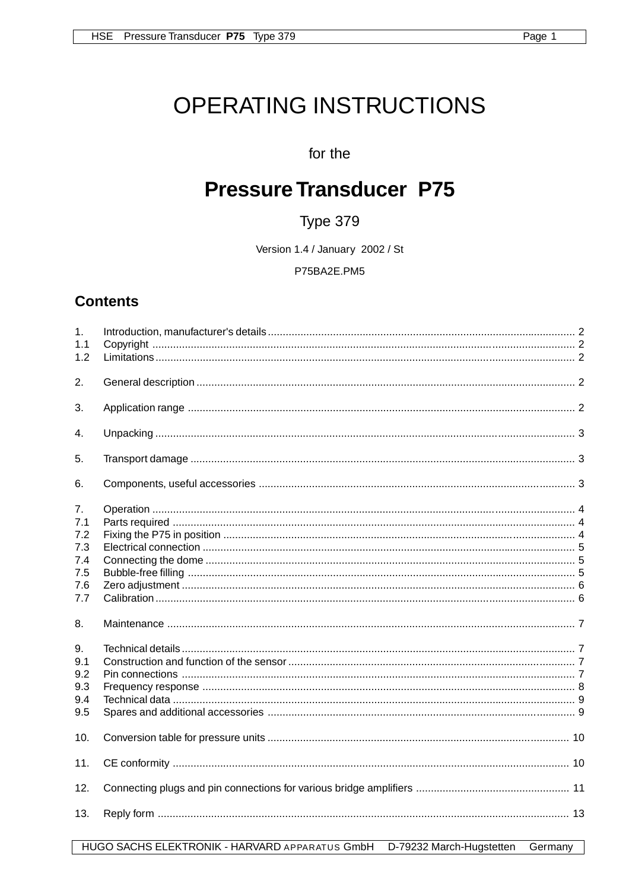# OPERATING INSTRUCTIONS

for the

# Pressure Transducer P75

Type 379

Version 1.4 / January 2002 / St

P75BA2E.PM5

## Contents

| | | |
|---|---|---|
| 1. | Introduction, manufacturer's details | 2 |
| 1.1 | Copyright | 2 |
| 1.2 | Limitations | 2 |
| 2. | General description | 2 |
| 3. | Application range | 2 |
| 4. | Unpacking | 3 |
| 5. | Transport damage | 3 |
| 6. | Components, useful accessories | 3 |
| 7. | Operation | 4 |
| 7.1 | Parts required | 4 |
| 7.2 | Fixing the P75 in position | 4 |
| 7.3 | Electrical connection | 5 |
| 7.4 | Connecting the dome | 5 |
| 7.5 | Bubble-free filling | 5 |
| 7.6 | Zero adjustment | 6 |
| 7.7 | Calibration | 6 |
| 8. | Maintenance | 7 |
| 9. | Technical details | 7 |
| 9.1 | Construction and function of the sensor | 7 |
| 9.2 | Pin connections | 7 |
| 9.3 | Frequency response | 8 |
| 9.4 | Technical data | 9 |
| 9.5 | Spares and additional accessories | 9 |
| 10. | Conversion table for pressure units | 10 |
| 11. | CE conformity | 10 |
| 12. | Connecting plugs and pin connections for various bridge amplifiers | 11 |
| 13. | Reply form | 13 |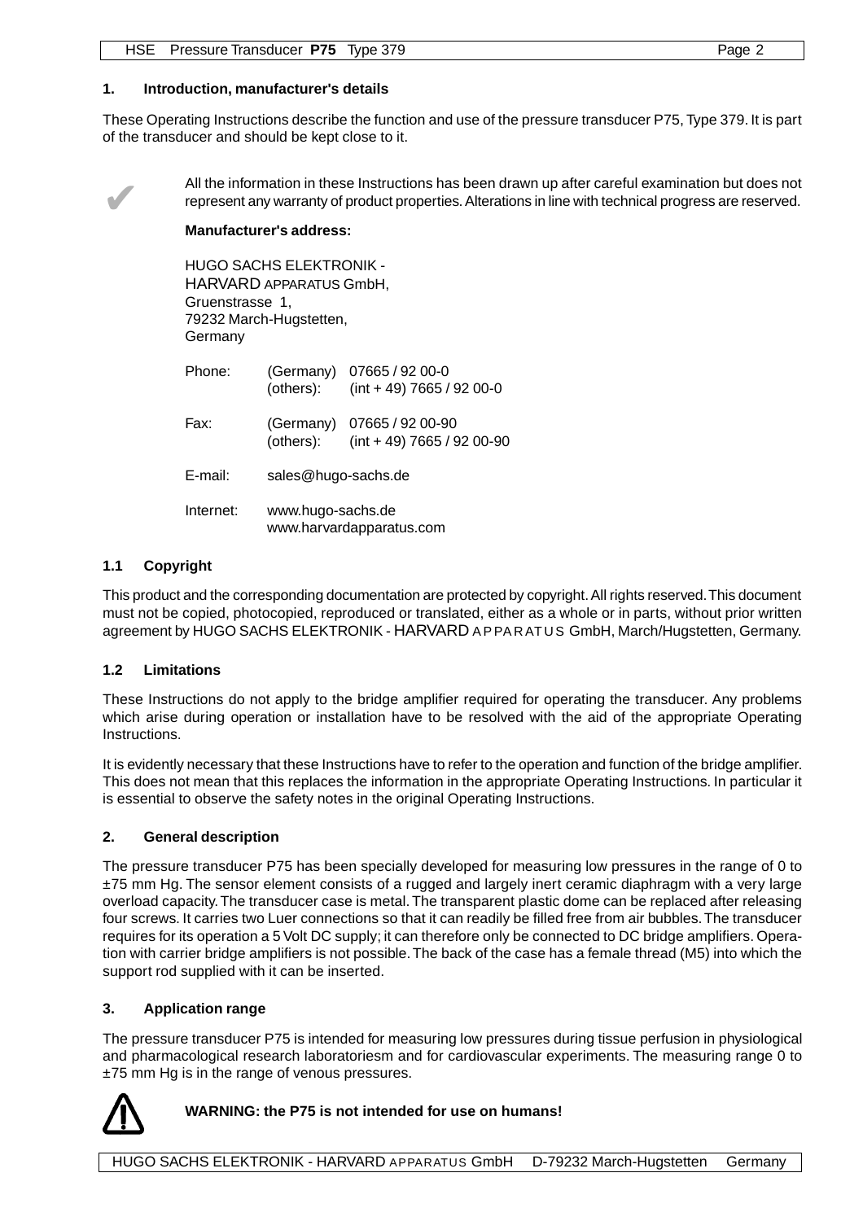## 1. Introduction, manufacturer's details

These Operating Instructions describe the function and use of the pressure transducer P75, Type 379. It is part of the transducer and should be kept close to it.

✔ All the information in these Instructions has been drawn up after careful examination but does not represent any warranty of product properties. Alterations in line with technical progress are reserved.

**Manufacturer's address:**

HUGO SACHS ELEKTRONIK -
HARVARD APPARATUS GmbH,
Gruenstrasse 1,
79232 March-Hugstetten,
Germany

| | | |
|---|---|---|
| Phone: | (Germany) | 07665 / 92 00-0 |
| | (others): | (int + 49) 7665 / 92 00-0 |
| Fax: | (Germany) | 07665 / 92 00-90 |
| | (others): | (int + 49) 7665 / 92 00-90 |
| E-mail: | sales@hugo-sachs.de | |
| Internet: | www.hugo-sachs.de | |
| | www.harvardapparatus.com | |

### 1.1 Copyright

This product and the corresponding documentation are protected by copyright. All rights reserved. This document must not be copied, photocopied, reproduced or translated, either as a whole or in parts, without prior written agreement by HUGO SACHS ELEKTRONIK - HARVARD APPARATUS GmbH, March/Hugstetten, Germany.

### 1.2 Limitations

These Instructions do not apply to the bridge amplifier required for operating the transducer. Any problems which arise during operation or installation have to be resolved with the aid of the appropriate Operating Instructions.

It is evidently necessary that these Instructions have to refer to the operation and function of the bridge amplifier. This does not mean that this replaces the information in the appropriate Operating Instructions. In particular it is essential to observe the safety notes in the original Operating Instructions.

## 2. General description

The pressure transducer P75 has been specially developed for measuring low pressures in the range of 0 to ±75 mm Hg. The sensor element consists of a rugged and largely inert ceramic diaphragm with a very large overload capacity. The transducer case is metal. The transparent plastic dome can be replaced after releasing four screws. It carries two Luer connections so that it can readily be filled free from air bubbles. The transducer requires for its operation a 5 Volt DC supply; it can therefore only be connected to DC bridge amplifiers. Operation with carrier bridge amplifiers is not possible. The back of the case has a female thread (M5) into which the support rod supplied with it can be inserted.

## 3. Application range

The pressure transducer P75 is intended for measuring low pressures during tissue perfusion in physiological and pharmacological research laboratoriesm and for cardiovascular experiments. The measuring range 0 to ±75 mm Hg is in the range of venous pressures.

⚠ **WARNING: the P75 is not intended for use on humans!**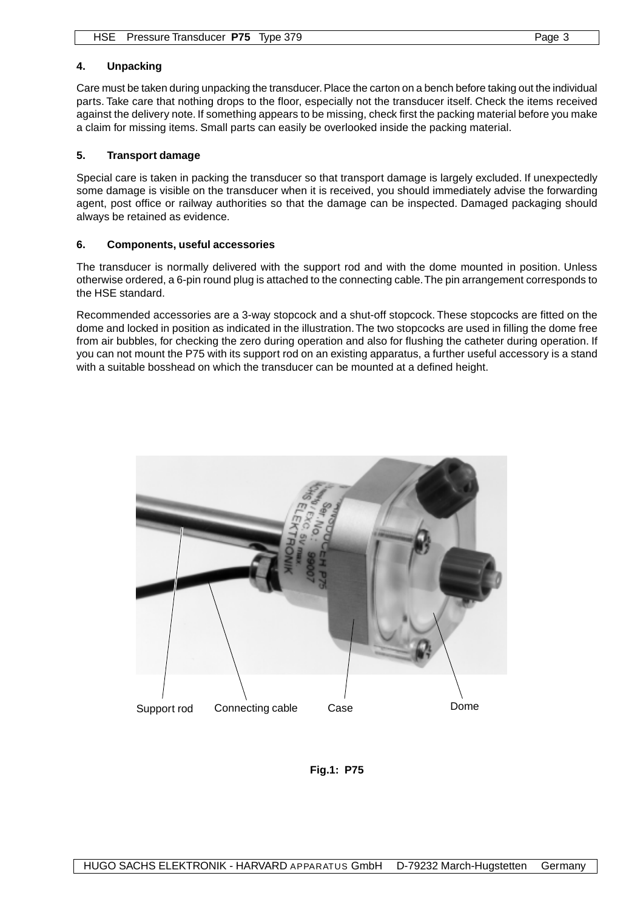## 4. Unpacking

Care must be taken during unpacking the transducer. Place the carton on a bench before taking out the individual parts. Take care that nothing drops to the floor, especially not the transducer itself. Check the items received against the delivery note. If something appears to be missing, check first the packing material before you make a claim for missing items. Small parts can easily be overlooked inside the packing material.

## 5. Transport damage

Special care is taken in packing the transducer so that transport damage is largely excluded. If unexpectedly some damage is visible on the transducer when it is received, you should immediately advise the forwarding agent, post office or railway authorities so that the damage can be inspected. Damaged packaging should always be retained as evidence.

## 6. Components, useful accessories

The transducer is normally delivered with the support rod and with the dome mounted in position. Unless otherwise ordered, a 6-pin round plug is attached to the connecting cable. The pin arrangement corresponds to the HSE standard.

Recommended accessories are a 3-way stopcock and a shut-off stopcock. These stopcocks are fitted on the dome and locked in position as indicated in the illustration. The two stopcocks are used in filling the dome free from air bubbles, for checking the zero during operation and also for flushing the catheter during operation. If you can not mount the P75 with its support rod on an existing apparatus, a further useful accessory is a stand with a suitable bosshead on which the transducer can be mounted at a defined height.

Support rod   Connecting cable   Case   Dome

**Fig.1: P75**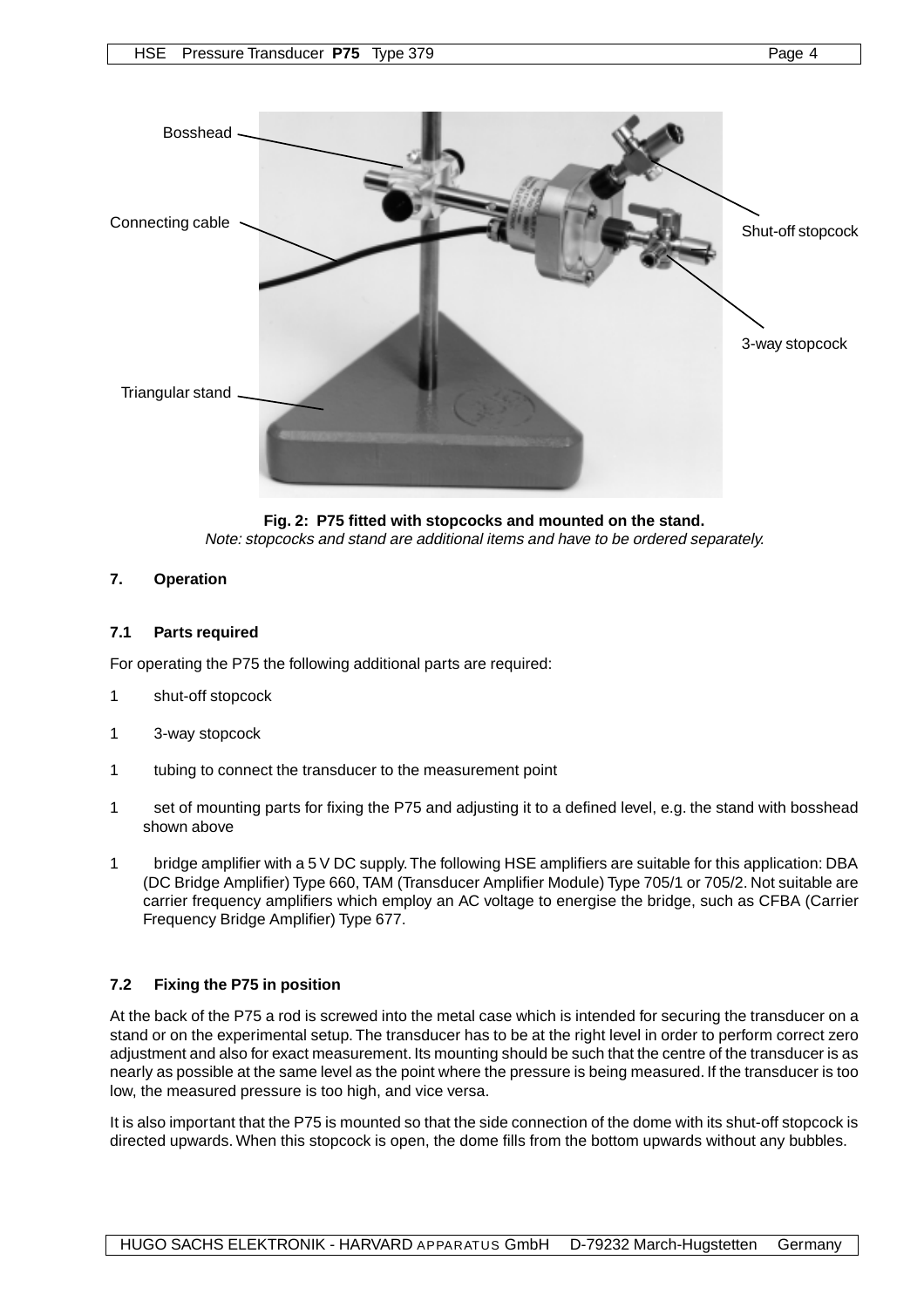Bosshead

Connecting cable

Triangular stand

Shut-off stopcock

3-way stopcock

**Fig. 2: P75 fitted with stopcocks and mounted on the stand.**
*Note: stopcocks and stand are additional items and have to be ordered separately.*

## 7. Operation

### 7.1 Parts required

For operating the P75 the following additional parts are required:

1 shut-off stopcock

1 3-way stopcock

1 tubing to connect the transducer to the measurement point

1 set of mounting parts for fixing the P75 and adjusting it to a defined level, e.g. the stand with bosshead shown above

1 bridge amplifier with a 5 V DC supply. The following HSE amplifiers are suitable for this application: DBA (DC Bridge Amplifier) Type 660, TAM (Transducer Amplifier Module) Type 705/1 or 705/2. Not suitable are carrier frequency amplifiers which employ an AC voltage to energise the bridge, such as CFBA (Carrier Frequency Bridge Amplifier) Type 677.

### 7.2 Fixing the P75 in position

At the back of the P75 a rod is screwed into the metal case which is intended for securing the transducer on a stand or on the experimental setup. The transducer has to be at the right level in order to perform correct zero adjustment and also for exact measurement. Its mounting should be such that the centre of the transducer is as nearly as possible at the same level as the point where the pressure is being measured. If the transducer is too low, the measured pressure is too high, and vice versa.

It is also important that the P75 is mounted so that the side connection of the dome with its shut-off stopcock is directed upwards. When this stopcock is open, the dome fills from the bottom upwards without any bubbles.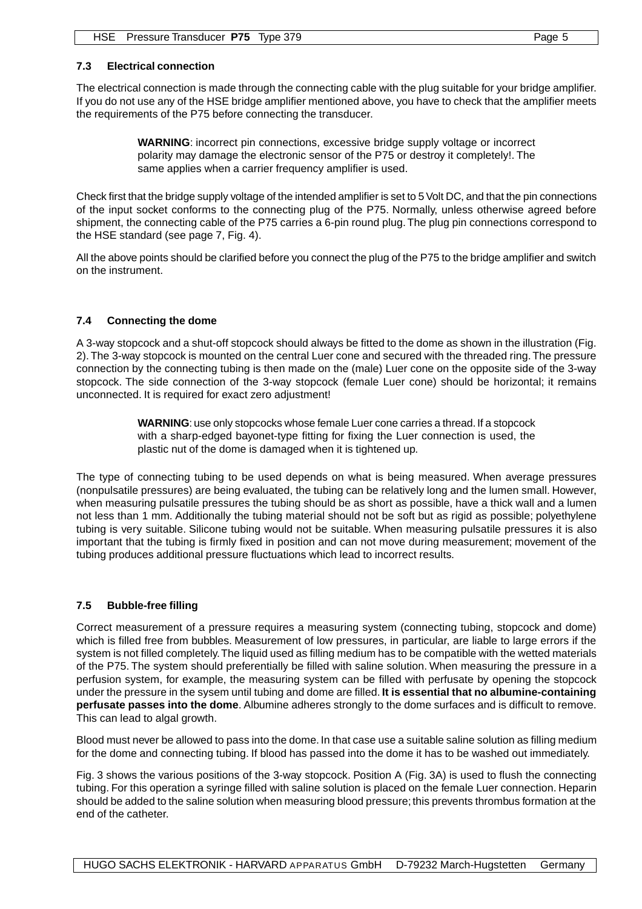### 7.3 Electrical connection

The electrical connection is made through the connecting cable with the plug suitable for your bridge amplifier. If you do not use any of the HSE bridge amplifier mentioned above, you have to check that the amplifier meets the requirements of the P75 before connecting the transducer.

> **WARNING**: incorrect pin connections, excessive bridge supply voltage or incorrect polarity may damage the electronic sensor of the P75 or destroy it completely!. The same applies when a carrier frequency amplifier is used.

Check first that the bridge supply voltage of the intended amplifier is set to 5 Volt DC, and that the pin connections of the input socket conforms to the connecting plug of the P75. Normally, unless otherwise agreed before shipment, the connecting cable of the P75 carries a 6-pin round plug. The plug pin connections correspond to the HSE standard (see page 7, Fig. 4).

All the above points should be clarified before you connect the plug of the P75 to the bridge amplifier and switch on the instrument.

### 7.4 Connecting the dome

A 3-way stopcock and a shut-off stopcock should always be fitted to the dome as shown in the illustration (Fig. 2). The 3-way stopcock is mounted on the central Luer cone and secured with the threaded ring. The pressure connection by the connecting tubing is then made on the (male) Luer cone on the opposite side of the 3-way stopcock. The side connection of the 3-way stopcock (female Luer cone) should be horizontal; it remains unconnected. It is required for exact zero adjustment!

> **WARNING**: use only stopcocks whose female Luer cone carries a thread. If a stopcock with a sharp-edged bayonet-type fitting for fixing the Luer connection is used, the plastic nut of the dome is damaged when it is tightened up.

The type of connecting tubing to be used depends on what is being measured. When average pressures (nonpulsatile pressures) are being evaluated, the tubing can be relatively long and the lumen small. However, when measuring pulsatile pressures the tubing should be as short as possible, have a thick wall and a lumen not less than 1 mm. Additionally the tubing material should not be soft but as rigid as possible; polyethylene tubing is very suitable. Silicone tubing would not be suitable. When measuring pulsatile pressures it is also important that the tubing is firmly fixed in position and can not move during measurement; movement of the tubing produces additional pressure fluctuations which lead to incorrect results.

### 7.5 Bubble-free filling

Correct measurement of a pressure requires a measuring system (connecting tubing, stopcock and dome) which is filled free from bubbles. Measurement of low pressures, in particular, are liable to large errors if the system is not filled completely. The liquid used as filling medium has to be compatible with the wetted materials of the P75. The system should preferentially be filled with saline solution. When measuring the pressure in a perfusion system, for example, the measuring system can be filled with perfusate by opening the stopcock under the pressure in the sysem until tubing and dome are filled. **It is essential that no albumine-containing perfusate passes into the dome**. Albumine adheres strongly to the dome surfaces and is difficult to remove. This can lead to algal growth.

Blood must never be allowed to pass into the dome. In that case use a suitable saline solution as filling medium for the dome and connecting tubing. If blood has passed into the dome it has to be washed out immediately.

Fig. 3 shows the various positions of the 3-way stopcock. Position A (Fig. 3A) is used to flush the connecting tubing. For this operation a syringe filled with saline solution is placed on the female Luer connection. Heparin should be added to the saline solution when measuring blood pressure; this prevents thrombus formation at the end of the catheter.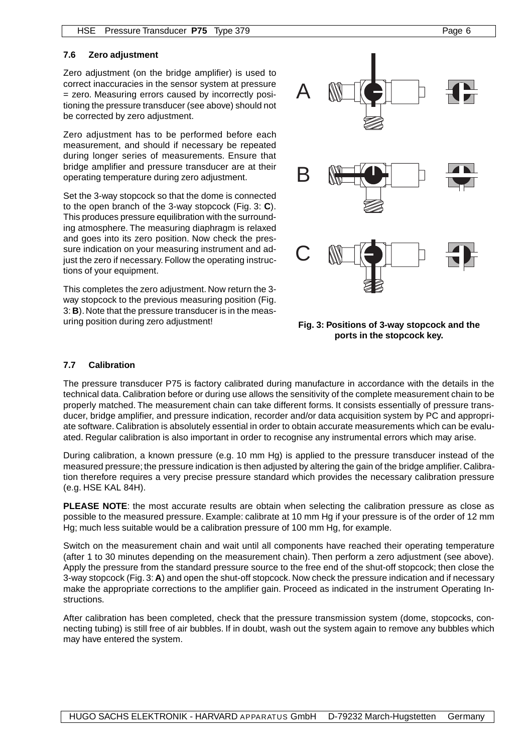### 7.6 Zero adjustment

Zero adjustment (on the bridge amplifier) is used to correct inaccuracies in the sensor system at pressure = zero. Measuring errors caused by incorrectly positioning the pressure transducer (see above) should not be corrected by zero adjustment.

Zero adjustment has to be performed before each measurement, and should if necessary be repeated during longer series of measurements. Ensure that bridge amplifier and pressure transducer are at their operating temperature during zero adjustment.

Set the 3-way stopcock so that the dome is connected to the open branch of the 3-way stopcock (Fig. 3: **C**). This produces pressure equilibration with the surrounding atmosphere. The measuring diaphragm is relaxed and goes into its zero position. Now check the pressure indication on your measuring instrument and adjust the zero if necessary. Follow the operating instructions of your equipment.

This completes the zero adjustment. Now return the 3-way stopcock to the previous measuring position (Fig. 3: **B**). Note that the pressure transducer is in the measuring position during zero adjustment!

**Fig. 3: Positions of 3-way stopcock and the ports in the stopcock key.**

### 7.7 Calibration

The pressure transducer P75 is factory calibrated during manufacture in accordance with the details in the technical data. Calibration before or during use allows the sensitivity of the complete measurement chain to be properly matched. The measurement chain can take different forms. It consists essentially of pressure transducer, bridge amplifier, and pressure indication, recorder and/or data acquisition system by PC and appropriate software. Calibration is absolutely essential in order to obtain accurate measurements which can be evaluated. Regular calibration is also important in order to recognise any instrumental errors which may arise.

During calibration, a known pressure (e.g. 10 mm Hg) is applied to the pressure transducer instead of the measured pressure; the pressure indication is then adjusted by altering the gain of the bridge amplifier. Calibration therefore requires a very precise pressure standard which provides the necessary calibration pressure (e.g. HSE KAL 84H).

**PLEASE NOTE**: the most accurate results are obtain when selecting the calibration pressure as close as possible to the measured pressure. Example: calibrate at 10 mm Hg if your pressure is of the order of 12 mm Hg; much less suitable would be a calibration pressure of 100 mm Hg, for example.

Switch on the measurement chain and wait until all components have reached their operating temperature (after 1 to 30 minutes depending on the measurement chain). Then perform a zero adjustment (see above). Apply the pressure from the standard pressure source to the free end of the shut-off stopcock; then close the 3-way stopcock (Fig. 3: **A**) and open the shut-off stopcock. Now check the pressure indication and if necessary make the appropriate corrections to the amplifier gain. Proceed as indicated in the instrument Operating Instructions.

After calibration has been completed, check that the pressure transmission system (dome, stopcocks, connecting tubing) is still free of air bubbles. If in doubt, wash out the system again to remove any bubbles which may have entered the system.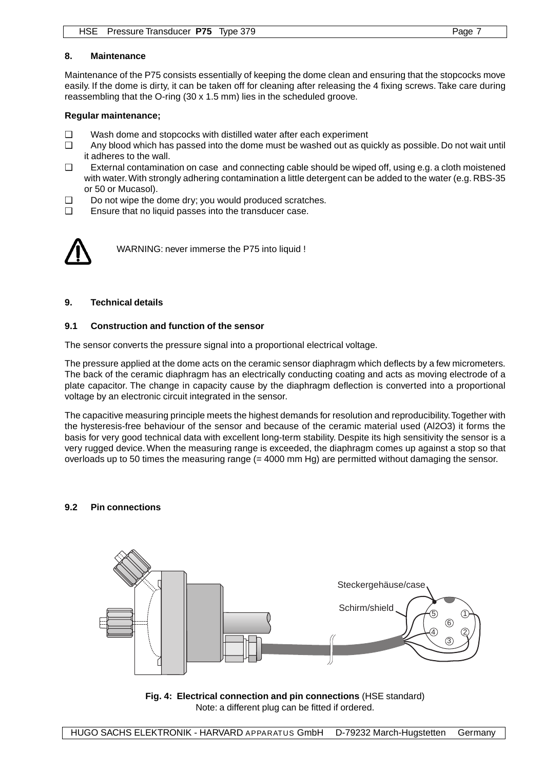## 8. Maintenance

Maintenance of the P75 consists essentially of keeping the dome clean and ensuring that the stopcocks move easily. If the dome is dirty, it can be taken off for cleaning after releasing the 4 fixing screws. Take care during reassembling that the O-ring (30 x 1.5 mm) lies in the scheduled groove.

**Regular maintenance;**

- ❑ Wash dome and stopcocks with distilled water after each experiment
- ❑ Any blood which has passed into the dome must be washed out as quickly as possible. Do not wait until it adheres to the wall.
- ❑ External contamination on case and connecting cable should be wiped off, using e.g. a cloth moistened with water. With strongly adhering contamination a little detergent can be added to the water (e.g. RBS-35 or 50 or Mucasol).
- ❑ Do not wipe the dome dry; you would produced scratches.
- ❑ Ensure that no liquid passes into the transducer case.

WARNING: never immerse the P75 into liquid !

## 9. Technical details

### 9.1 Construction and function of the sensor

The sensor converts the pressure signal into a proportional electrical voltage.

The pressure applied at the dome acts on the ceramic sensor diaphragm which deflects by a few micrometers. The back of the ceramic diaphragm has an electrically conducting coating and acts as moving electrode of a plate capacitor. The change in capacity cause by the diaphragm deflection is converted into a proportional voltage by an electronic circuit integrated in the sensor.

The capacitive measuring principle meets the highest demands for resolution and reproducibility. Together with the hysteresis-free behaviour of the sensor and because of the ceramic material used ($Al_2O_3$) it forms the basis for very good technical data with excellent long-term stability. Despite its high sensitivity the sensor is a very rugged device. When the measuring range is exceeded, the diaphragm comes up against a stop so that overloads up to 50 times the measuring range (= 4000 mm Hg) are permitted without damaging the sensor.

### 9.2 Pin connections

Steckergehäuse/case

Schirm/shield

**Fig. 4: Electrical connection and pin connections** (HSE standard)
Note: a different plug can be fitted if ordered.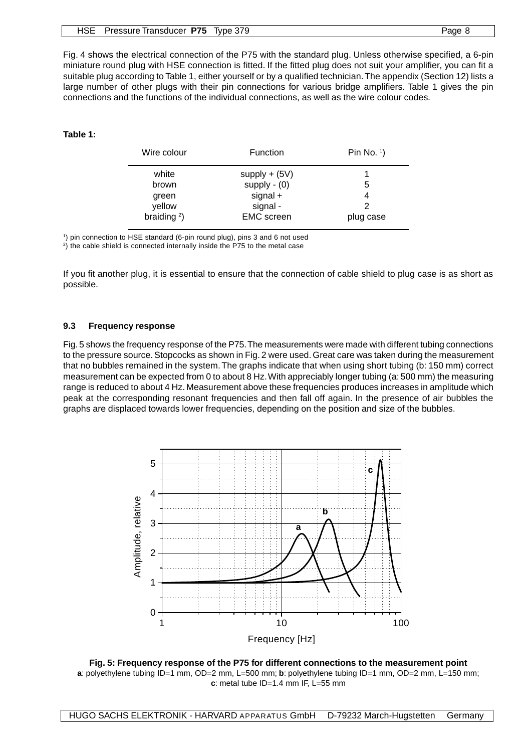Fig. 4 shows the electrical connection of the P75 with the standard plug. Unless otherwise specified, a 6-pin miniature round plug with HSE connection is fitted. If the fitted plug does not suit your amplifier, you can fit a suitable plug according to Table 1, either yourself or by a qualified technician. The appendix (Section 12) lists a large number of other plugs with their pin connections for various bridge amplifiers. Table 1 gives the pin connections and the functions of the individual connections, as well as the wire colour codes.

**Table 1:**

| Wire colour | Function | Pin No. [1]) |
|---|---|---|
| white | supply + (5V) | 1 |
| brown | supply - (0) | 5 |
| green | signal + | 4 |
| yellow | signal - | 2 |
| braiding [2]) | EMC screen | plug case |

[1]) pin connection to HSE standard (6-pin round plug), pins 3 and 6 not used
[2]) the cable shield is connected internally inside the P75 to the metal case

If you fit another plug, it is essential to ensure that the connection of cable shield to plug case is as short as possible.

### 9.3 Frequency response

Fig. 5 shows the frequency response of the P75. The measurements were made with different tubing connections to the pressure source. Stopcocks as shown in Fig. 2 were used. Great care was taken during the measurement that no bubbles remained in the system. The graphs indicate that when using short tubing (b: 150 mm) correct measurement can be expected from 0 to about 8 Hz. With appreciably longer tubing (a: 500 mm) the measuring range is reduced to about 4 Hz. Measurement above these frequencies produces increases in amplitude which peak at the corresponding resonant frequencies and then fall off again. In the presence of air bubbles the graphs are displaced towards lower frequencies, depending on the position and size of the bubbles.

**Fig. 5: Frequency response of the P75 for different connections to the measurement point**
**a**: polyethylene tubing ID=1 mm, OD=2 mm, L=500 mm; **b**: polyethylene tubing ID=1 mm, OD=2 mm, L=150 mm; **c**: metal tube ID=1.4 mm IF, L=55 mm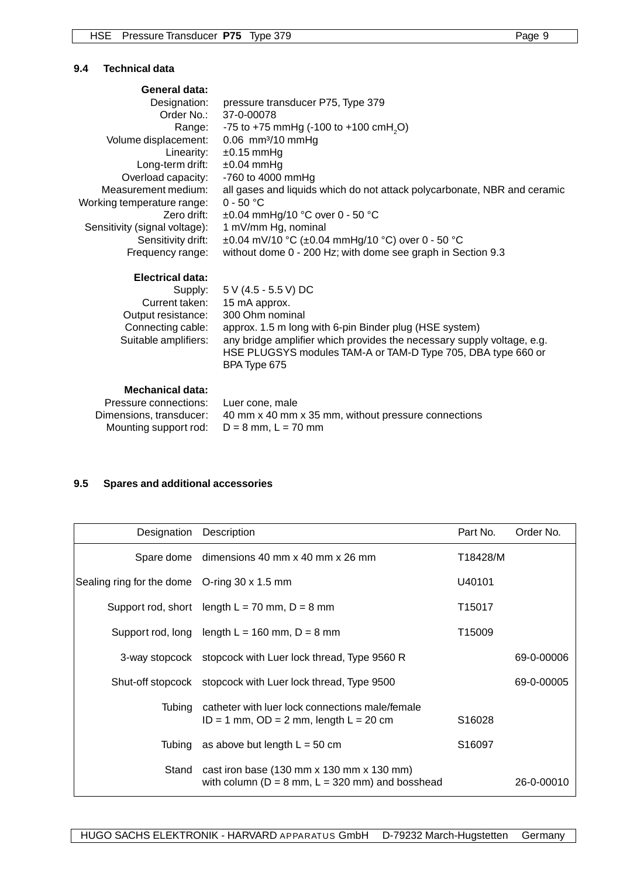## 9.4 Technical data

**General data:**

| | |
|---|---|
| Designation: | pressure transducer P75, Type 379 |
| Order No.: | 37-0-00078 |
| Range: | -75 to +75 mmHg (-100 to +100 $cmH_2O$) |
| Volume displacement: | 0.06 $mm^3$/10 mmHg |
| Linearity: | ±0.15 mmHg |
| Long-term drift: | ±0.04 mmHg |
| Overload capacity: | -760 to 4000 mmHg |
| Measurement medium: | all gases and liquids which do not attack polycarbonate, NBR and ceramic |
| Working temperature range: | 0 - 50 °C |
| Zero drift: | ±0.04 mmHg/10 °C over 0 - 50 °C |
| Sensitivity (signal voltage): | 1 mV/mm Hg, nominal |
| Sensitivity drift: | ±0.04 mV/10 °C (±0.04 mmHg/10 °C) over 0 - 50 °C |
| Frequency range: | without dome 0 - 200 Hz; with dome see graph in Section 9.3 |

**Electrical data:**

| | |
|---|---|
| Supply: | 5 V (4.5 - 5.5 V) DC |
| Current taken: | 15 mA approx. |
| Output resistance: | 300 Ohm nominal |
| Connecting cable: | approx. 1.5 m long with 6-pin Binder plug (HSE system) |
| Suitable amplifiers: | any bridge amplifier which provides the necessary supply voltage, e.g. HSE PLUGSYS modules TAM-A or TAM-D Type 705, DBA type 660 or BPA Type 675 |

**Mechanical data:**

| | |
|---|---|
| Pressure connections: | Luer cone, male |
| Dimensions, transducer: | 40 mm x 40 mm x 35 mm, without pressure connections |
| Mounting support rod: | D = 8 mm, L = 70 mm |

## 9.5 Spares and additional accessories

| Designation | Description | Part No. | Order No. |
|---|---|---|---|
| Spare dome | dimensions 40 mm x 40 mm x 26 mm | T18428/M | |
| Sealing ring for the dome | O-ring 30 x 1.5 mm | U40101 | |
| Support rod, short | length L = 70 mm, D = 8 mm | T15017 | |
| Support rod, long | length L = 160 mm, D = 8 mm | T15009 | |
| 3-way stopcock | stopcock with Luer lock thread, Type 9560 R | | 69-0-00006 |
| Shut-off stopcock | stopcock with Luer lock thread, Type 9500 | | 69-0-00005 |
| Tubing | catheter with luer lock connections male/female ID = 1 mm, OD = 2 mm, length L = 20 cm | S16028 | |
| Tubing | as above but length L = 50 cm | S16097 | |
| Stand | cast iron base (130 mm x 130 mm x 130 mm) with column (D = 8 mm, L = 320 mm) and bosshead | | 26-0-00010 |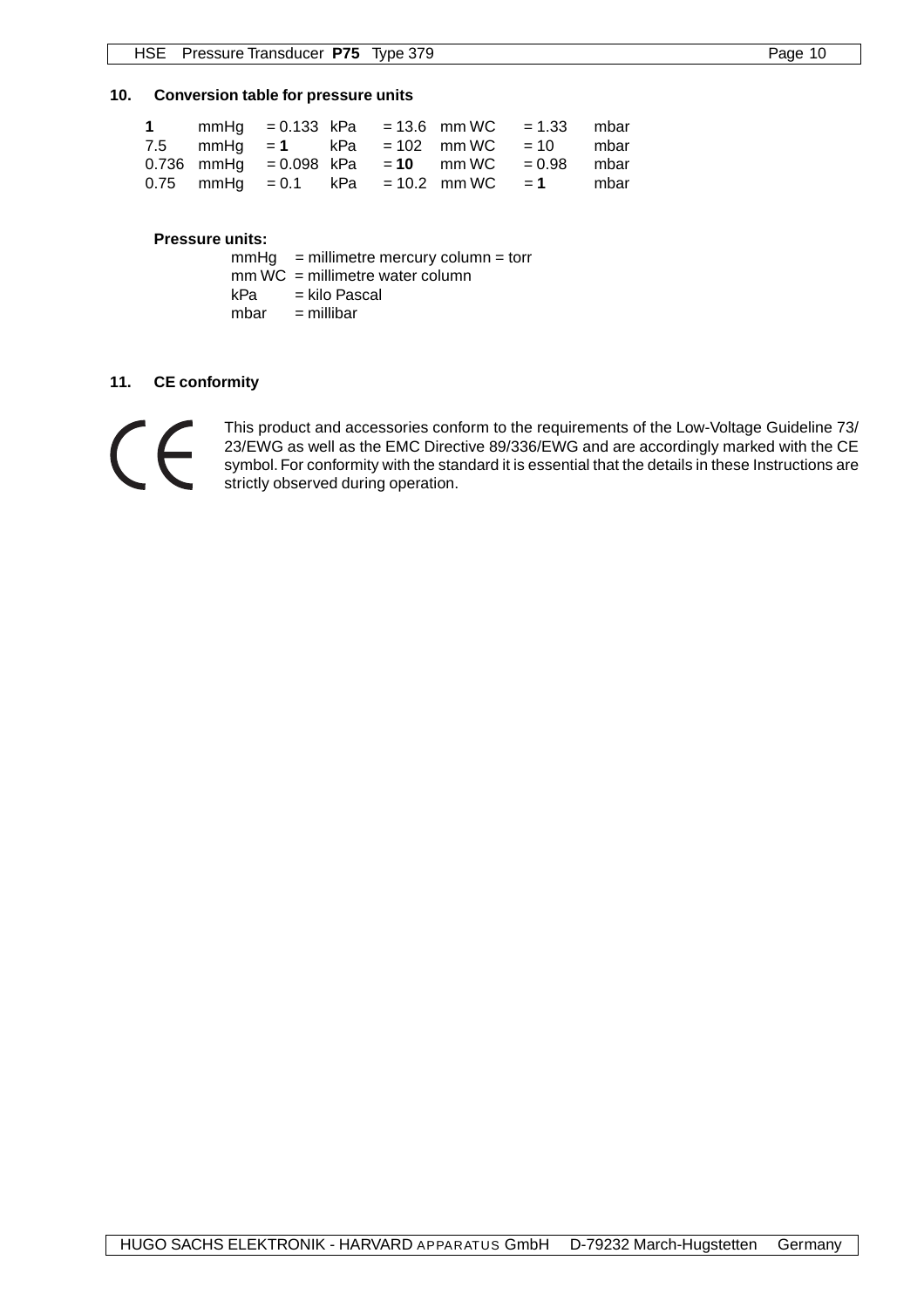## 10. Conversion table for pressure units

| | | | | | | | |
|---|---|---|---|---|---|---|---|
| **1** | mmHg | = 0.133 | kPa | = 13.6 | mm WC | = 1.33 | mbar |
| 7.5 | mmHg | = **1** | kPa | = 102 | mm WC | = 10 | mbar |
| 0.736 | mmHg | = 0.098 | kPa | = **10** | mm WC | = 0.98 | mbar |
| 0.75 | mmHg | = 0.1 | kPa | = 10.2 | mm WC | = **1** | mbar |

**Pressure units:**

mmHg = millimetre mercury column = torr
mm WC = millimetre water column
kPa = kilo Pascal
mbar = millibar

## 11. CE conformity

CE

This product and accessories conform to the requirements of the Low-Voltage Guideline 73/23/EWG as well as the EMC Directive 89/336/EWG and are accordingly marked with the CE symbol. For conformity with the standard it is essential that the details in these Instructions are strictly observed during operation.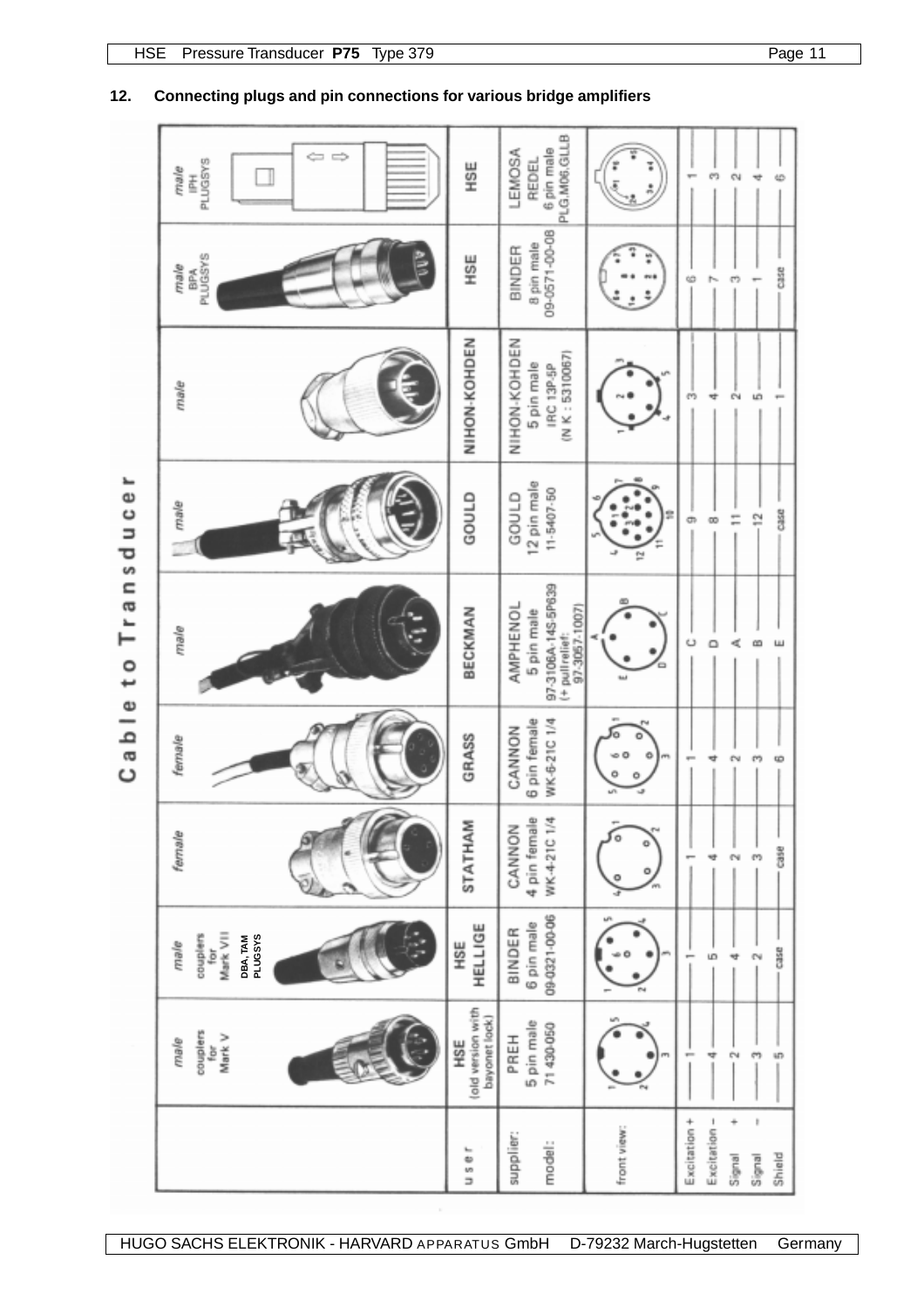## 12. Connecting plugs and pin connections for various bridge amplifiers

**Cable to Transducer**

| | male couplers for Mark V | male couplers for Mark VII DBA, TAM PLUGSYS | female | female | male | male | male | male BPA PLUGSYS | male IPH PLUGSYS |
|---|---|---|---|---|---|---|---|---|---|
| user | HSE (old version with bayonet lock) | HSE HELLIGE | STATHAM | GRASS | BECKMAN | GOULD | NIHON-KOHDEN | HSE | HSE |
| supplier: model: | PREH 5 pin male 71 430-050 | BINDER 6 pin male 09-0321-00-06 | CANNON 4 pin female WK-4-21C 1/4 | CANNON 6 pin female WK-6-21C 1/4 | AMPHENOL 5 pin male 97-3106A-14S-5P639 (+ pullrelief: 97-3057-1007) | GOULD 12 pin male 11-5407-50 | NIHON-KOHDEN 5 pin male IRC 13P-5P (N K : 5310067) | BINDER 8 pin male 09-0571-00-08 | LEMOSA REDEL 6 pin male PLG.M06.GLLB |
| front view: | | | | | | | | | |
| Excitation + | 1 | 1 | 1 | 1 | C | 9 | 3 | 6 | 1 |
| Excitation – | 4 | 5 | 4 | 4 | D | 8 | 4 | 7 | 3 |
| Signal + | 2 | 4 | 2 | 2 | A | 11 | 2 | 3 | 2 |
| Signal – | 3 | 2 | 3 | 3 | B | 12 | 5 | 1 | 4 |
| Shield | 5 | case | case | 6 | E | case | 1 | case | 6 |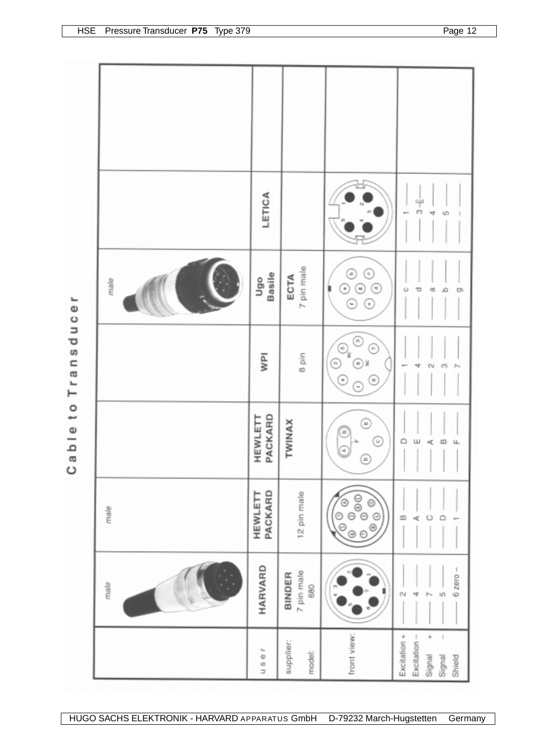# Cable to Transducer

| user | HARVARD | HEWLETT PACKARD | HEWLETT PACKARD | WPI | Ugo Basile | LETICA | |
|---|---|---|---|---|---|---|---|
| | male | male | | | male | | |
| supplier: model: | BINDER 7 pin male 680 | 12 pin male | TWINAX | 8 pin | ECTA 7 pin male | | |
| front view: | | | | | | | |
| Excitation + | 2 | B | D | 1 | c | 1 | |
| Excitation – | 4 | A | E | 4 | d | 3 | |
| Signal + | 7 | C | A | 2 | a | 4 | |
| Signal – | 5 | D | B | 3 | b | 5 | |
| Shield | 6 zero – | 1 | F | 7 | g | – | |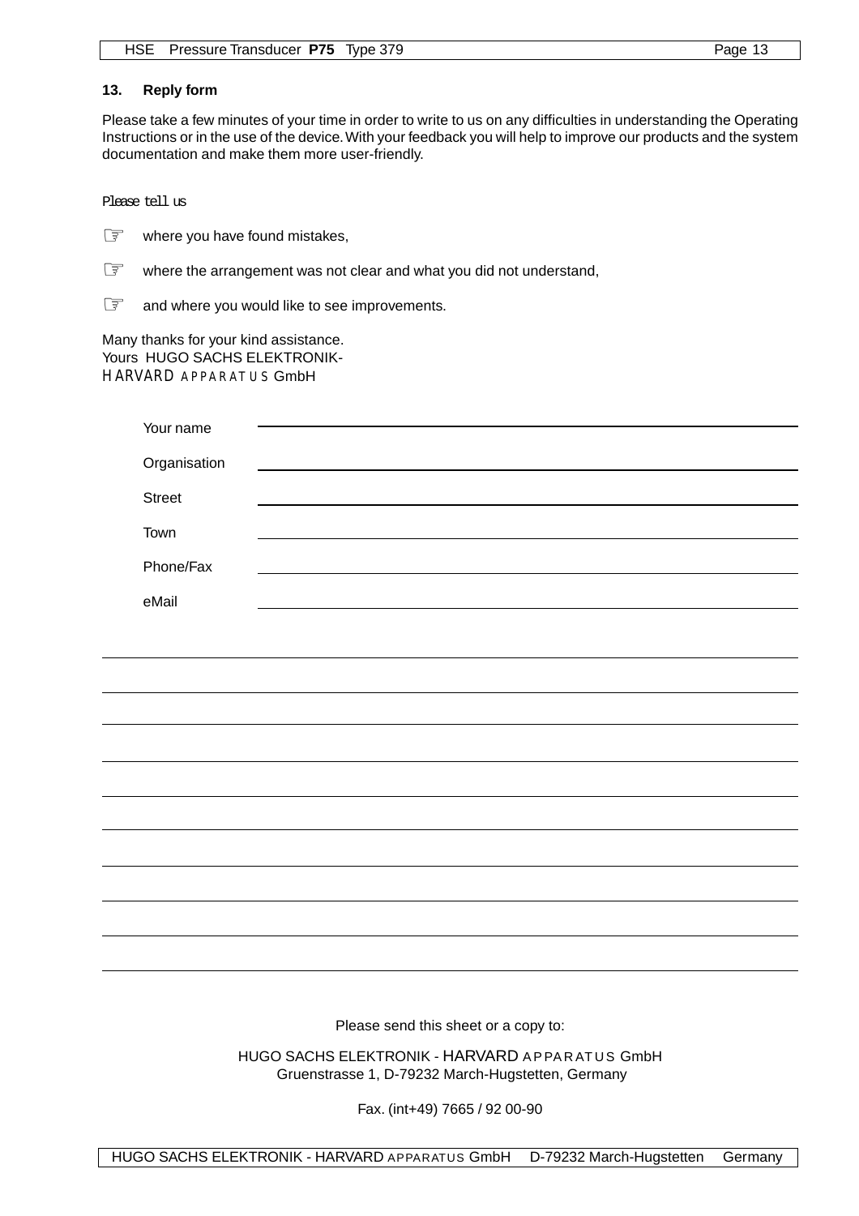## 13. Reply form

Please take a few minutes of your time in order to write to us on any difficulties in understanding the Operating Instructions or in the use of the device. With your feedback you will help to improve our products and the system documentation and make them more user-friendly.

Please tell us

☞ where you have found mistakes,

☞ where the arrangement was not clear and what you did not understand,

☞ and where you would like to see improvements.

Many thanks for your kind assistance.
Yours HUGO SACHS ELEKTRONIK-
HARVARD APPARATUS GmbH

Your name \_\_\_\_\_\_\_\_\_\_\_\_\_\_\_\_\_\_\_\_\_\_\_\_\_\_\_\_\_\_\_\_

Organisation \_\_\_\_\_\_\_\_\_\_\_\_\_\_\_\_\_\_\_\_\_\_\_\_\_\_\_\_\_\_\_\_

Street \_\_\_\_\_\_\_\_\_\_\_\_\_\_\_\_\_\_\_\_\_\_\_\_\_\_\_\_\_\_\_\_

Town \_\_\_\_\_\_\_\_\_\_\_\_\_\_\_\_\_\_\_\_\_\_\_\_\_\_\_\_\_\_\_\_

Phone/Fax \_\_\_\_\_\_\_\_\_\_\_\_\_\_\_\_\_\_\_\_\_\_\_\_\_\_\_\_\_\_\_\_

eMail \_\_\_\_\_\_\_\_\_\_\_\_\_\_\_\_\_\_\_\_\_\_\_\_\_\_\_\_\_\_\_\_

\_\_\_\_\_\_\_\_\_\_\_\_\_\_\_\_\_\_\_\_\_\_\_\_\_\_\_\_\_\_\_\_\_\_\_\_\_\_\_\_\_\_\_\_\_\_

\_\_\_\_\_\_\_\_\_\_\_\_\_\_\_\_\_\_\_\_\_\_\_\_\_\_\_\_\_\_\_\_\_\_\_\_\_\_\_\_\_\_\_\_\_\_

\_\_\_\_\_\_\_\_\_\_\_\_\_\_\_\_\_\_\_\_\_\_\_\_\_\_\_\_\_\_\_\_\_\_\_\_\_\_\_\_\_\_\_\_\_\_

\_\_\_\_\_\_\_\_\_\_\_\_\_\_\_\_\_\_\_\_\_\_\_\_\_\_\_\_\_\_\_\_\_\_\_\_\_\_\_\_\_\_\_\_\_\_

\_\_\_\_\_\_\_\_\_\_\_\_\_\_\_\_\_\_\_\_\_\_\_\_\_\_\_\_\_\_\_\_\_\_\_\_\_\_\_\_\_\_\_\_\_\_

\_\_\_\_\_\_\_\_\_\_\_\_\_\_\_\_\_\_\_\_\_\_\_\_\_\_\_\_\_\_\_\_\_\_\_\_\_\_\_\_\_\_\_\_\_\_

\_\_\_\_\_\_\_\_\_\_\_\_\_\_\_\_\_\_\_\_\_\_\_\_\_\_\_\_\_\_\_\_\_\_\_\_\_\_\_\_\_\_\_\_\_\_

\_\_\_\_\_\_\_\_\_\_\_\_\_\_\_\_\_\_\_\_\_\_\_\_\_\_\_\_\_\_\_\_\_\_\_\_\_\_\_\_\_\_\_\_\_\_

\_\_\_\_\_\_\_\_\_\_\_\_\_\_\_\_\_\_\_\_\_\_\_\_\_\_\_\_\_\_\_\_\_\_\_\_\_\_\_\_\_\_\_\_\_\_

\_\_\_\_\_\_\_\_\_\_\_\_\_\_\_\_\_\_\_\_\_\_\_\_\_\_\_\_\_\_\_\_\_\_\_\_\_\_\_\_\_\_\_\_\_\_

Please send this sheet or a copy to:

HUGO SACHS ELEKTRONIK - HARVARD APPARATUS GmbH
Gruenstrasse 1, D-79232 March-Hugstetten, Germany

Fax. (int+49) 7665 / 92 00-90